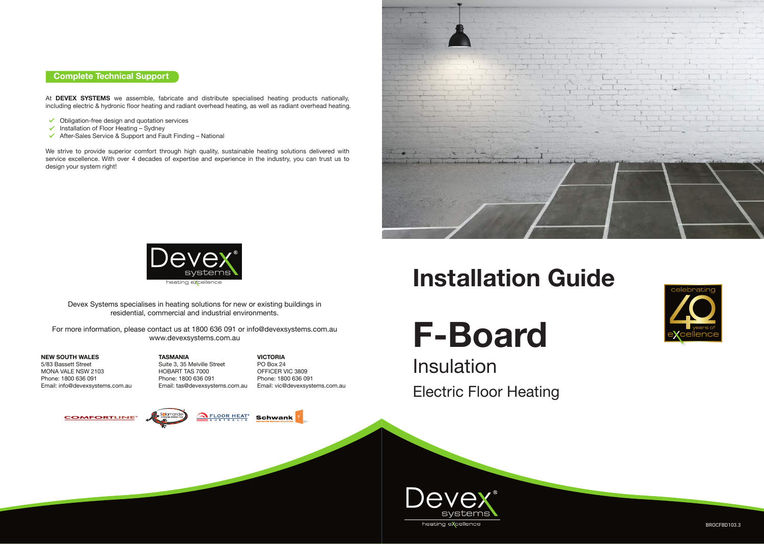## Complete Technical Support

At **DEVEX SYSTEMS** we assemble, fabricate and distribute specialised heating products nationally, including electric & hydronic floor heating and radiant overhead heating, as well as radiant overhead heating.

- Obligation-free design and quotation services
- Installation of Floor Heating – Sydney
- After-Sales Service & Support and Fault Finding – National

We strive to provide superior comfort through high quality, sustainable heating solutions delivered with service excellence. With over 4 decades of expertise and experience in the industry, you can trust us to design your system right!

Devex systems
heating eXcellence

Devex Systems specialises in heating solutions for new or existing buildings in residential, commercial and industrial environments.

For more information, please contact us at 1800 636 091 or info@devexsystems.com.au
www.devexsystems.com.au

**NEW SOUTH WALES**
5/83 Bassett Street
MONA VALE NSW 2103
Phone: 1800 636 091
Email: info@devexsystems.com.au

**TASMANIA**
Suite 3, 35 Melville Street
HOBART TAS 7000
Phone: 1800 636 091
Email: tas@devexsystems.com.au

**VICTORIA**
PO Box 24
OFFICER VIC 3809
Phone: 1800 636 091
Email: vic@devexsystems.com.au

COMFORTLINE Salamander FLOOR HEAT AUSTRALIA Schwank

# Installation Guide

# F-Board

## Insulation

### Electric Floor Heating

celebrating 40 years of eXcellence

Devex systems
heating eXcellence

BROCFBD103.3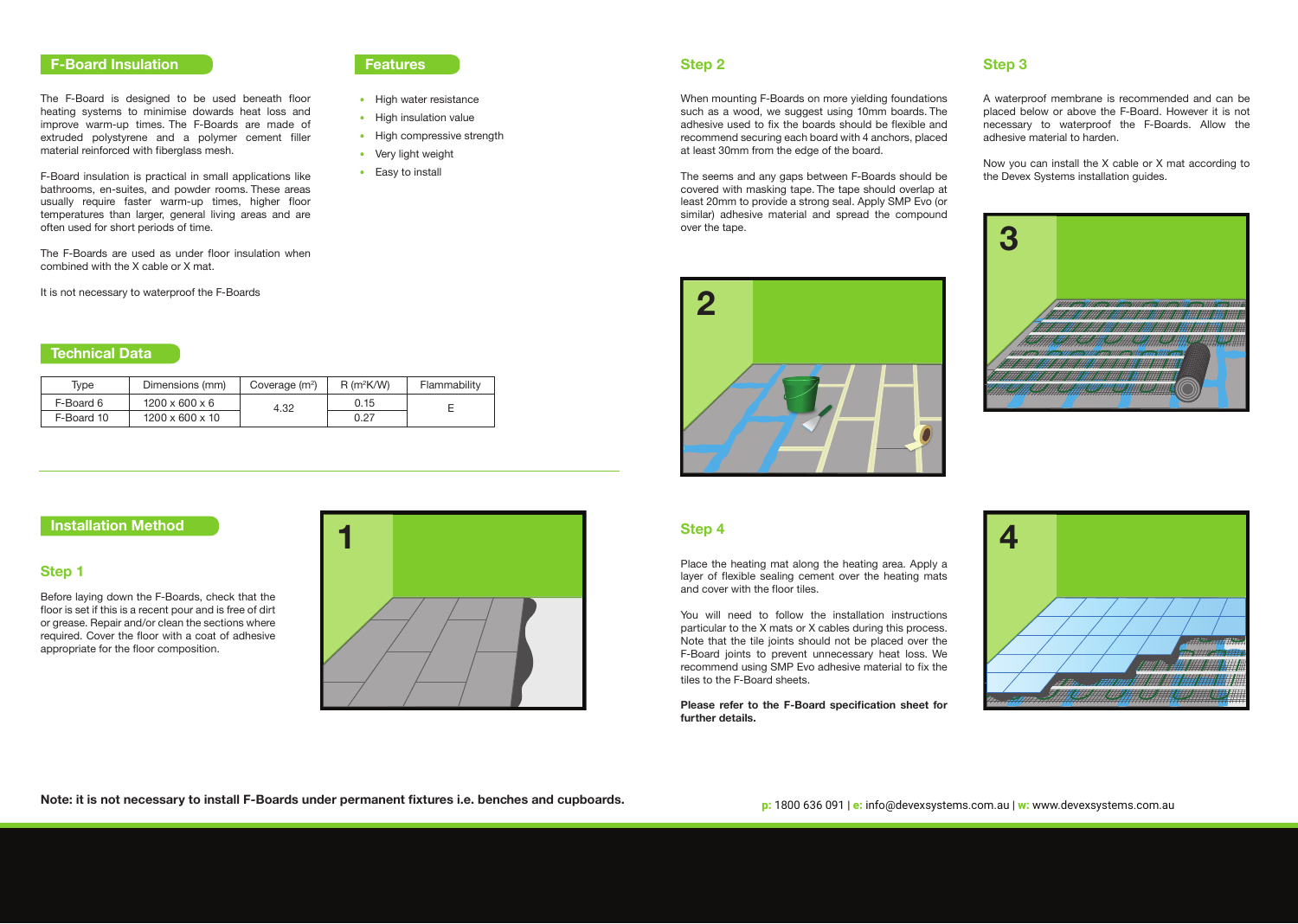## F-Board Insulation

The F-Board is designed to be used beneath floor heating systems to minimise dowards heat loss and improve warm-up times. The F-Boards are made of extruded polystyrene and a polymer cement filler material reinforced with fiberglass mesh.

F-Board insulation is practical in small applications like bathrooms, en-suites, and powder rooms. These areas usually require faster warm-up times, higher floor temperatures than larger, general living areas and are often used for short periods of time.

The F-Boards are used as under floor insulation when combined with the X cable or X mat.

It is not necessary to waterproof the F-Boards

## Features

- High water resistance
- High insulation value
- High compressive strength
- Very light weight
- Easy to install

## Technical Data

| Type | Dimensions (mm) | Coverage (m²) | R (m²K/W) | Flammability |
|---|---|---|---|---|
| F-Board 6 | 1200 x 600 x 6 | 4.32 | 0.15 | E |
| F-Board 10 | 1200 x 600 x 10 | | 0.27 | |

## Installation Method

### Step 1

Before laying down the F-Boards, check that the floor is set if this is a recent pour and is free of dirt or grease. Repair and/or clean the sections where required. Cover the floor with a coat of adhesive appropriate for the floor composition.

### Step 2

When mounting F-Boards on more yielding foundations such as a wood, we suggest using 10mm boards. The adhesive used to fix the boards should be flexible and recommend securing each board with 4 anchors, placed at least 30mm from the edge of the board.

The seems and any gaps between F-Boards should be covered with masking tape. The tape should overlap at least 20mm to provide a strong seal. Apply SMP Evo (or similar) adhesive material and spread the compound over the tape.

### Step 3

A waterproof membrane is recommended and can be placed below or above the F-Board. However it is not necessary to waterproof the F-Boards. Allow the adhesive material to harden.

Now you can install the X cable or X mat according to the Devex Systems installation guides.

### Step 4

Place the heating mat along the heating area. Apply a layer of flexible sealing cement over the heating mats and cover with the floor tiles.

You will need to follow the installation instructions particular to the X mats or X cables during this process. Note that the tile joints should not be placed over the F-Board joints to prevent unnecessary heat loss. We recommend using SMP Evo adhesive material to fix the tiles to the F-Board sheets.

**Please refer to the F-Board specification sheet for further details.**

**Note: it is not necessary to install F-Boards under permanent fixtures i.e. benches and cupboards.**

**p:** 1800 636 091 | **e:** info@devexsystems.com.au | **w:** www.devexsystems.com.au